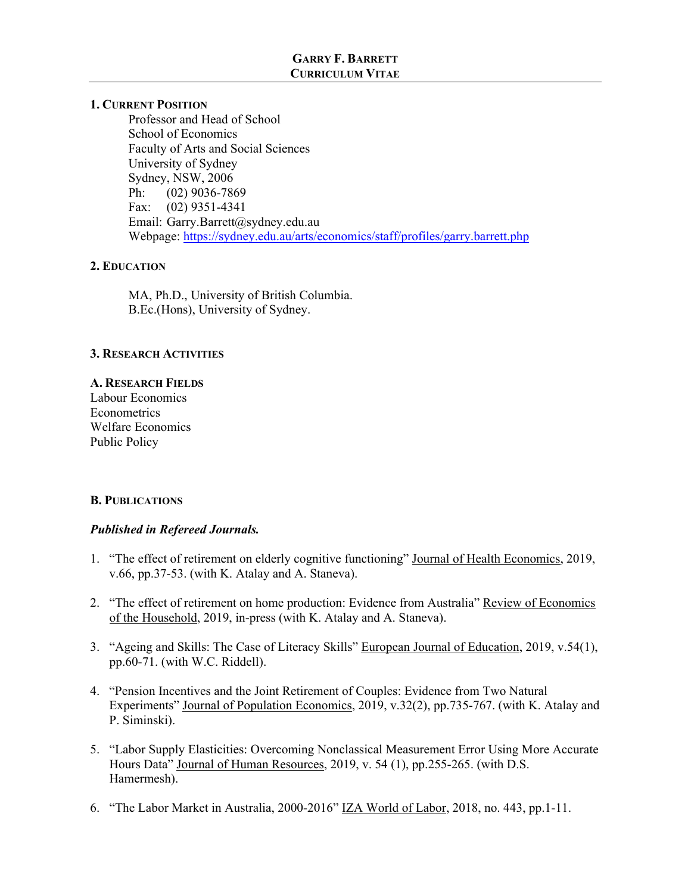# GARRY F. BARRETT
## CURRICULUM VITAE

### 1. CURRENT POSITION

Professor and Head of School
School of Economics
Faculty of Arts and Social Sciences
University of Sydney
Sydney, NSW, 2006
Ph: (02) 9036-7869
Fax: (02) 9351-4341
Email: Garry.Barrett@sydney.edu.au
Webpage: https://sydney.edu.au/arts/economics/staff/profiles/garry.barrett.php

### 2. EDUCATION

MA, Ph.D., University of British Columbia.
B.Ec.(Hons), University of Sydney.

### 3. RESEARCH ACTIVITIES

#### A. RESEARCH FIELDS

Labour Economics
Econometrics
Welfare Economics
Public Policy

#### B. PUBLICATIONS

***Published in Refereed Journals.***

1. "The effect of retirement on elderly cognitive functioning" Journal of Health Economics, 2019, v.66, pp.37-53. (with K. Atalay and A. Staneva).

2. "The effect of retirement on home production: Evidence from Australia" Review of Economics of the Household, 2019, in-press (with K. Atalay and A. Staneva).

3. "Ageing and Skills: The Case of Literacy Skills" European Journal of Education, 2019, v.54(1), pp.60-71. (with W.C. Riddell).

4. "Pension Incentives and the Joint Retirement of Couples: Evidence from Two Natural Experiments" Journal of Population Economics, 2019, v.32(2), pp.735-767. (with K. Atalay and P. Siminski).

5. "Labor Supply Elasticities: Overcoming Nonclassical Measurement Error Using More Accurate Hours Data" Journal of Human Resources, 2019, v. 54 (1), pp.255-265. (with D.S. Hamermesh).

6. "The Labor Market in Australia, 2000-2016" IZA World of Labor, 2018, no. 443, pp.1-11.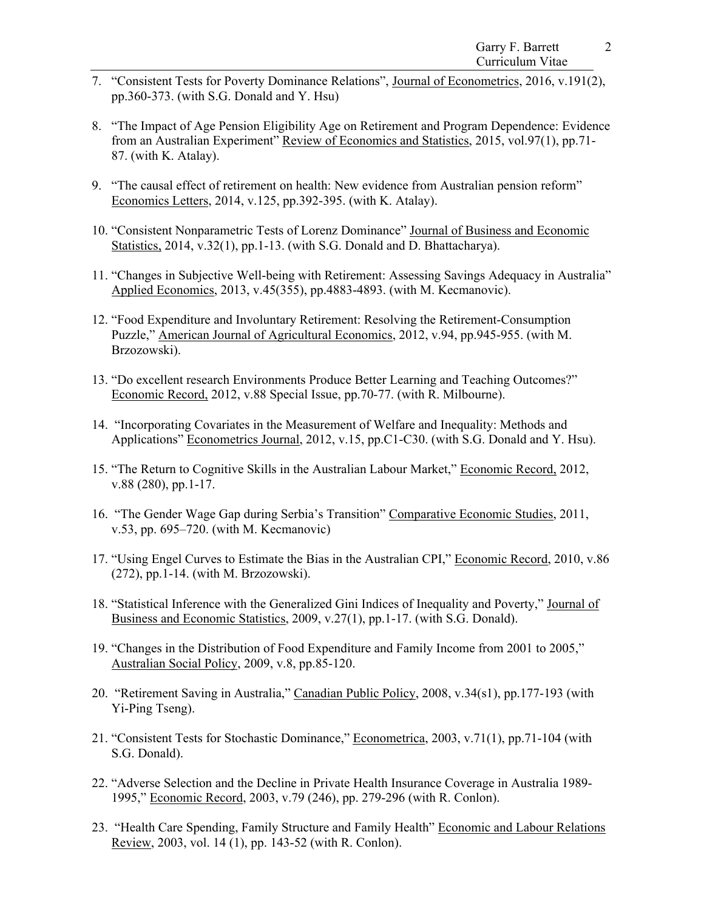7. "Consistent Tests for Poverty Dominance Relations", Journal of Econometrics, 2016, v.191(2), pp.360-373. (with S.G. Donald and Y. Hsu)

8. "The Impact of Age Pension Eligibility Age on Retirement and Program Dependence: Evidence from an Australian Experiment" Review of Economics and Statistics, 2015, vol.97(1), pp.71-87. (with K. Atalay).

9. "The causal effect of retirement on health: New evidence from Australian pension reform" Economics Letters, 2014, v.125, pp.392-395. (with K. Atalay).

10. "Consistent Nonparametric Tests of Lorenz Dominance" Journal of Business and Economic Statistics, 2014, v.32(1), pp.1-13. (with S.G. Donald and D. Bhattacharya).

11. "Changes in Subjective Well-being with Retirement: Assessing Savings Adequacy in Australia" Applied Economics, 2013, v.45(355), pp.4883-4893. (with M. Kecmanovic).

12. "Food Expenditure and Involuntary Retirement: Resolving the Retirement-Consumption Puzzle," American Journal of Agricultural Economics, 2012, v.94, pp.945-955. (with M. Brzozowski).

13. "Do excellent research Environments Produce Better Learning and Teaching Outcomes?" Economic Record, 2012, v.88 Special Issue, pp.70-77. (with R. Milbourne).

14. "Incorporating Covariates in the Measurement of Welfare and Inequality: Methods and Applications" Econometrics Journal, 2012, v.15, pp.C1-C30. (with S.G. Donald and Y. Hsu).

15. "The Return to Cognitive Skills in the Australian Labour Market," Economic Record, 2012, v.88 (280), pp.1-17.

16. "The Gender Wage Gap during Serbia's Transition" Comparative Economic Studies, 2011, v.53, pp. 695–720. (with M. Kecmanovic)

17. "Using Engel Curves to Estimate the Bias in the Australian CPI," Economic Record, 2010, v.86 (272), pp.1-14. (with M. Brzozowski).

18. "Statistical Inference with the Generalized Gini Indices of Inequality and Poverty," Journal of Business and Economic Statistics, 2009, v.27(1), pp.1-17. (with S.G. Donald).

19. "Changes in the Distribution of Food Expenditure and Family Income from 2001 to 2005," Australian Social Policy, 2009, v.8, pp.85-120.

20. "Retirement Saving in Australia," Canadian Public Policy, 2008, v.34(s1), pp.177-193 (with Yi-Ping Tseng).

21. "Consistent Tests for Stochastic Dominance," Econometrica, 2003, v.71(1), pp.71-104 (with S.G. Donald).

22. "Adverse Selection and the Decline in Private Health Insurance Coverage in Australia 1989-1995," Economic Record, 2003, v.79 (246), pp. 279-296 (with R. Conlon).

23. "Health Care Spending, Family Structure and Family Health" Economic and Labour Relations Review, 2003, vol. 14 (1), pp. 143-52 (with R. Conlon).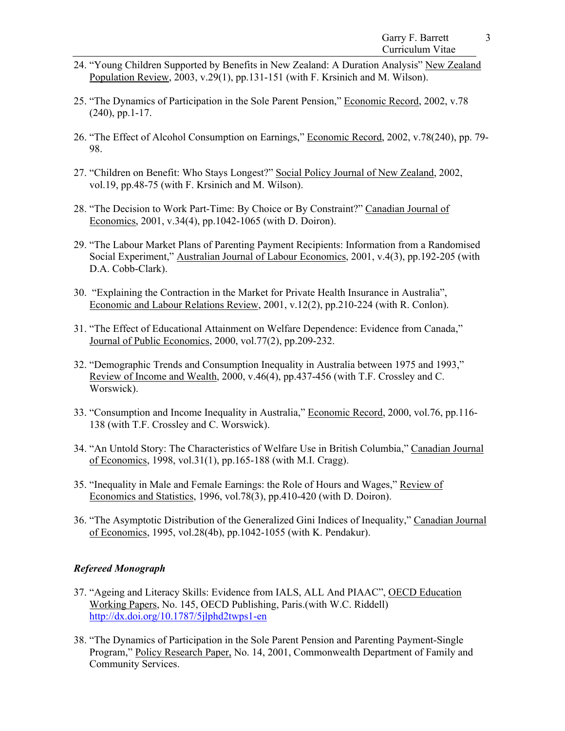24. "Young Children Supported by Benefits in New Zealand: A Duration Analysis" New Zealand Population Review, 2003, v.29(1), pp.131-151 (with F. Krsinich and M. Wilson).

25. "The Dynamics of Participation in the Sole Parent Pension," Economic Record, 2002, v.78 (240), pp.1-17.

26. "The Effect of Alcohol Consumption on Earnings," Economic Record, 2002, v.78(240), pp. 79-98.

27. "Children on Benefit: Who Stays Longest?" Social Policy Journal of New Zealand, 2002, vol.19, pp.48-75 (with F. Krsinich and M. Wilson).

28. "The Decision to Work Part-Time: By Choice or By Constraint?" Canadian Journal of Economics, 2001, v.34(4), pp.1042-1065 (with D. Doiron).

29. "The Labour Market Plans of Parenting Payment Recipients: Information from a Randomised Social Experiment," Australian Journal of Labour Economics, 2001, v.4(3), pp.192-205 (with D.A. Cobb-Clark).

30. "Explaining the Contraction in the Market for Private Health Insurance in Australia", Economic and Labour Relations Review, 2001, v.12(2), pp.210-224 (with R. Conlon).

31. "The Effect of Educational Attainment on Welfare Dependence: Evidence from Canada," Journal of Public Economics, 2000, vol.77(2), pp.209-232.

32. "Demographic Trends and Consumption Inequality in Australia between 1975 and 1993," Review of Income and Wealth, 2000, v.46(4), pp.437-456 (with T.F. Crossley and C. Worswick).

33. "Consumption and Income Inequality in Australia," Economic Record, 2000, vol.76, pp.116-138 (with T.F. Crossley and C. Worswick).

34. "An Untold Story: The Characteristics of Welfare Use in British Columbia," Canadian Journal of Economics, 1998, vol.31(1), pp.165-188 (with M.I. Cragg).

35. "Inequality in Male and Female Earnings: the Role of Hours and Wages," Review of Economics and Statistics, 1996, vol.78(3), pp.410-420 (with D. Doiron).

36. "The Asymptotic Distribution of the Generalized Gini Indices of Inequality," Canadian Journal of Economics, 1995, vol.28(4b), pp.1042-1055 (with K. Pendakur).

### *Refereed Monograph*

37. "Ageing and Literacy Skills: Evidence from IALS, ALL And PIAAC", OECD Education Working Papers, No. 145, OECD Publishing, Paris.(with W.C. Riddell) http://dx.doi.org/10.1787/5jlphd2twps1-en

38. "The Dynamics of Participation in the Sole Parent Pension and Parenting Payment-Single Program," Policy Research Paper, No. 14, 2001, Commonwealth Department of Family and Community Services.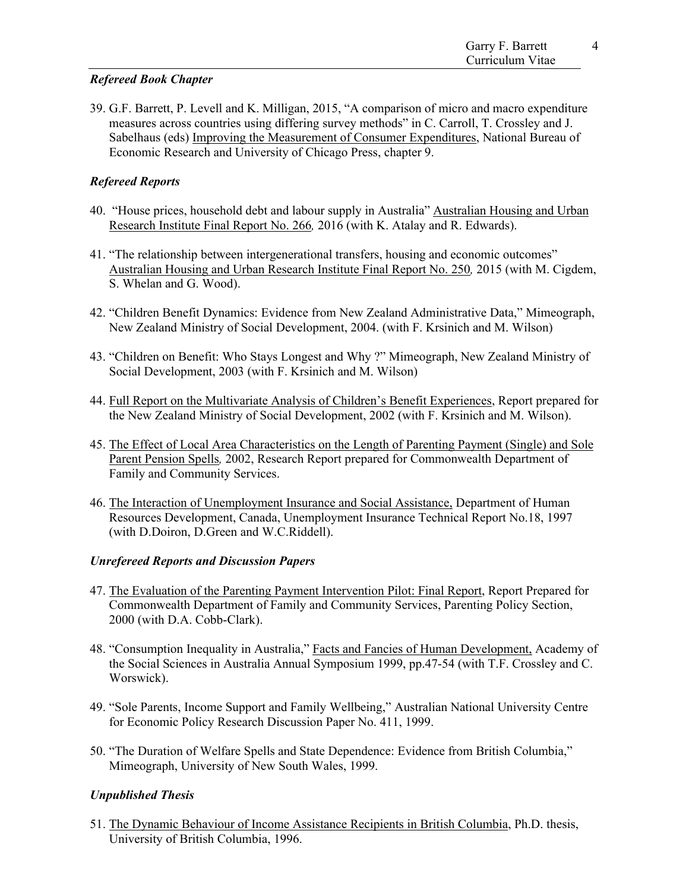### *Refereed Book Chapter*

39. G.F. Barrett, P. Levell and K. Milligan, 2015, "A comparison of micro and macro expenditure measures across countries using differing survey methods" in C. Carroll, T. Crossley and J. Sabelhaus (eds) Improving the Measurement of Consumer Expenditures, National Bureau of Economic Research and University of Chicago Press, chapter 9.

### *Refereed Reports*

40. "House prices, household debt and labour supply in Australia" Australian Housing and Urban Research Institute Final Report No. 266*,* 2016 (with K. Atalay and R. Edwards).

41. "The relationship between intergenerational transfers, housing and economic outcomes" Australian Housing and Urban Research Institute Final Report No. 250*,* 2015 (with M. Cigdem, S. Whelan and G. Wood).

42. "Children Benefit Dynamics: Evidence from New Zealand Administrative Data," Mimeograph, New Zealand Ministry of Social Development, 2004. (with F. Krsinich and M. Wilson)

43. "Children on Benefit: Who Stays Longest and Why ?" Mimeograph, New Zealand Ministry of Social Development, 2003 (with F. Krsinich and M. Wilson)

44. Full Report on the Multivariate Analysis of Children's Benefit Experiences, Report prepared for the New Zealand Ministry of Social Development, 2002 (with F. Krsinich and M. Wilson).

45. The Effect of Local Area Characteristics on the Length of Parenting Payment (Single) and Sole Parent Pension Spells*,* 2002, Research Report prepared for Commonwealth Department of Family and Community Services.

46. The Interaction of Unemployment Insurance and Social Assistance, Department of Human Resources Development, Canada, Unemployment Insurance Technical Report No.18, 1997 (with D.Doiron, D.Green and W.C.Riddell).

### *Unrefereed Reports and Discussion Papers*

47. The Evaluation of the Parenting Payment Intervention Pilot: Final Report, Report Prepared for Commonwealth Department of Family and Community Services, Parenting Policy Section, 2000 (with D.A. Cobb-Clark).

48. "Consumption Inequality in Australia," Facts and Fancies of Human Development, Academy of the Social Sciences in Australia Annual Symposium 1999, pp.47-54 (with T.F. Crossley and C. Worswick).

49. "Sole Parents, Income Support and Family Wellbeing," Australian National University Centre for Economic Policy Research Discussion Paper No. 411, 1999.

50. "The Duration of Welfare Spells and State Dependence: Evidence from British Columbia," Mimeograph, University of New South Wales, 1999.

### *Unpublished Thesis*

51. The Dynamic Behaviour of Income Assistance Recipients in British Columbia, Ph.D. thesis, University of British Columbia, 1996.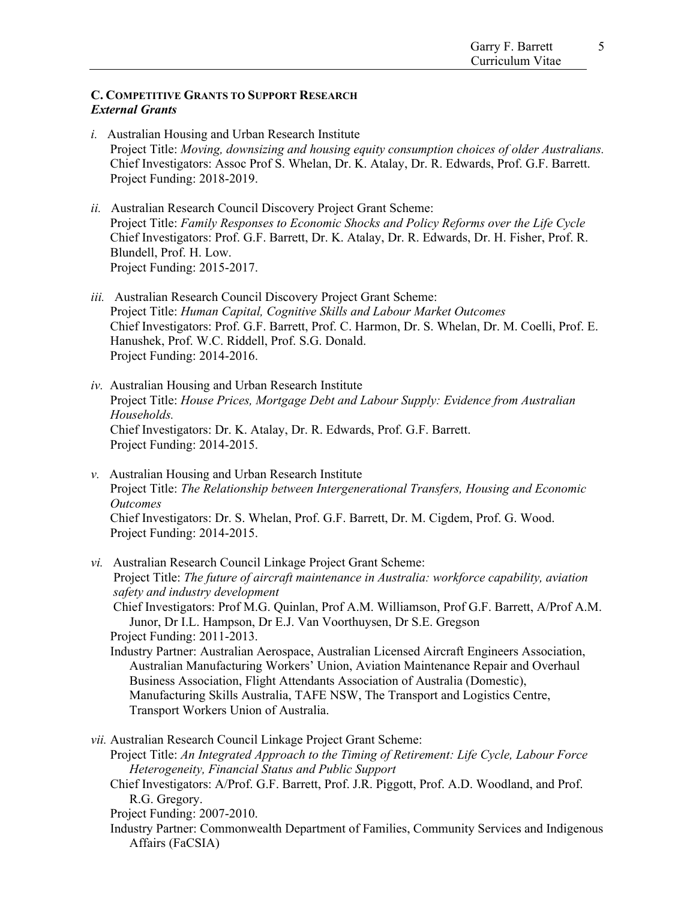### C. Competitive Grants to Support Research

***External Grants***

*i.* Australian Housing and Urban Research Institute
Project Title: *Moving, downsizing and housing equity consumption choices of older Australians.*
Chief Investigators: Assoc Prof S. Whelan, Dr. K. Atalay, Dr. R. Edwards, Prof. G.F. Barrett.
Project Funding: 2018-2019.

*ii.* Australian Research Council Discovery Project Grant Scheme:
Project Title: *Family Responses to Economic Shocks and Policy Reforms over the Life Cycle*
Chief Investigators: Prof. G.F. Barrett, Dr. K. Atalay, Dr. R. Edwards, Dr. H. Fisher, Prof. R. Blundell, Prof. H. Low.
Project Funding: 2015-2017.

*iii.* Australian Research Council Discovery Project Grant Scheme:
Project Title: *Human Capital, Cognitive Skills and Labour Market Outcomes*
Chief Investigators: Prof. G.F. Barrett, Prof. C. Harmon, Dr. S. Whelan, Dr. M. Coelli, Prof. E. Hanushek, Prof. W.C. Riddell, Prof. S.G. Donald.
Project Funding: 2014-2016.

*iv.* Australian Housing and Urban Research Institute
Project Title: *House Prices, Mortgage Debt and Labour Supply: Evidence from Australian Households.*
Chief Investigators: Dr. K. Atalay, Dr. R. Edwards, Prof. G.F. Barrett.
Project Funding: 2014-2015.

*v.* Australian Housing and Urban Research Institute
Project Title: *The Relationship between Intergenerational Transfers, Housing and Economic Outcomes*
Chief Investigators: Dr. S. Whelan, Prof. G.F. Barrett, Dr. M. Cigdem, Prof. G. Wood.
Project Funding: 2014-2015.

*vi.* Australian Research Council Linkage Project Grant Scheme:
Project Title: *The future of aircraft maintenance in Australia: workforce capability, aviation safety and industry development*
Chief Investigators: Prof M.G. Quinlan, Prof A.M. Williamson, Prof G.F. Barrett, A/Prof A.M. Junor, Dr I.L. Hampson, Dr E.J. Van Voorthuysen, Dr S.E. Gregson
Project Funding: 2011-2013.
Industry Partner: Australian Aerospace, Australian Licensed Aircraft Engineers Association, Australian Manufacturing Workers' Union, Aviation Maintenance Repair and Overhaul Business Association, Flight Attendants Association of Australia (Domestic), Manufacturing Skills Australia, TAFE NSW, The Transport and Logistics Centre, Transport Workers Union of Australia.

*vii.* Australian Research Council Linkage Project Grant Scheme:
Project Title: *An Integrated Approach to the Timing of Retirement: Life Cycle, Labour Force Heterogeneity, Financial Status and Public Support*
Chief Investigators: A/Prof. G.F. Barrett, Prof. J.R. Piggott, Prof. A.D. Woodland, and Prof. R.G. Gregory.
Project Funding: 2007-2010.
Industry Partner: Commonwealth Department of Families, Community Services and Indigenous Affairs (FaCSIA)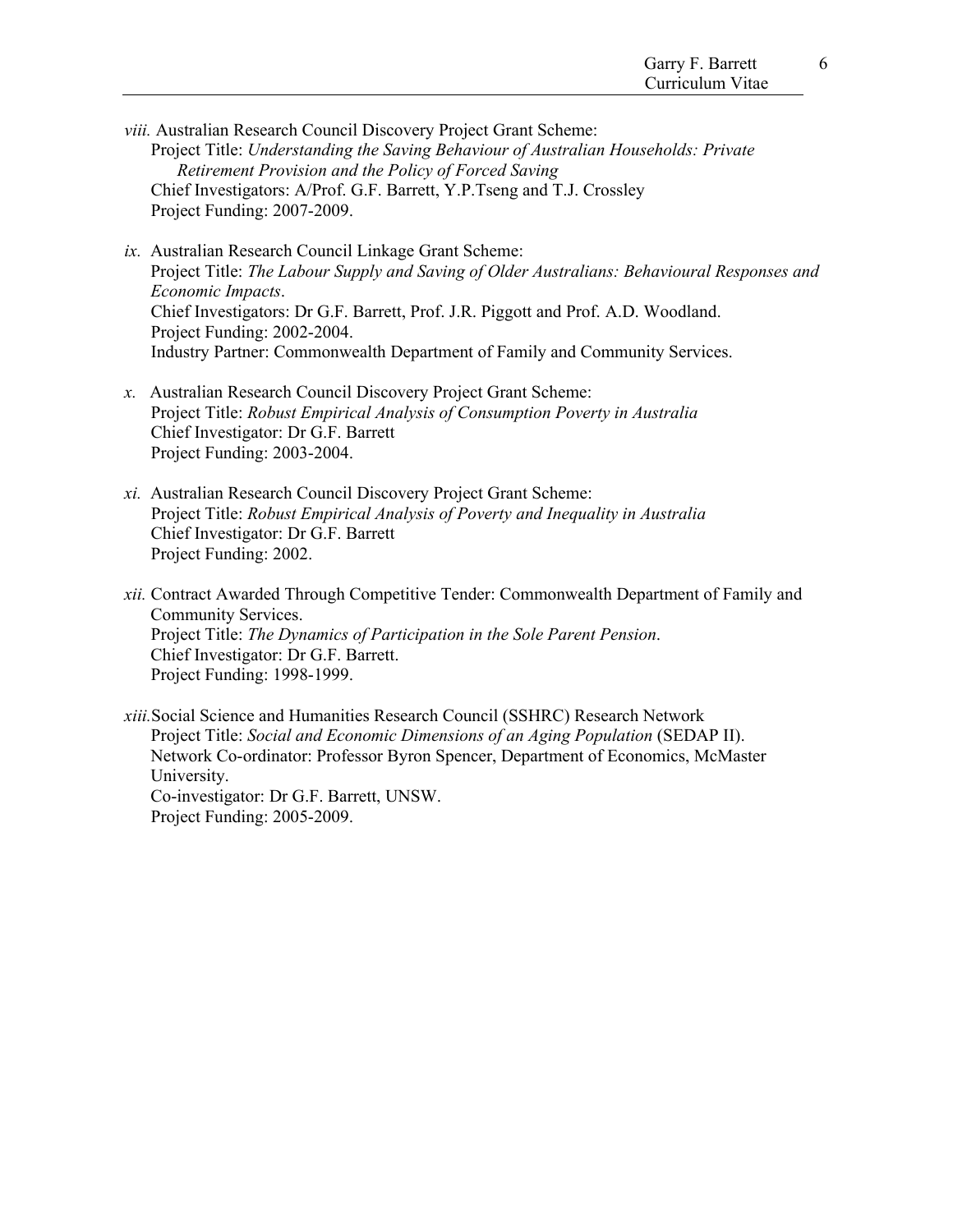*viii.* Australian Research Council Discovery Project Grant Scheme:
Project Title: *Understanding the Saving Behaviour of Australian Households: Private Retirement Provision and the Policy of Forced Saving*
Chief Investigators: A/Prof. G.F. Barrett, Y.P.Tseng and T.J. Crossley
Project Funding: 2007-2009.

*ix.* Australian Research Council Linkage Grant Scheme:
Project Title: *The Labour Supply and Saving of Older Australians: Behavioural Responses and Economic Impacts*.
Chief Investigators: Dr G.F. Barrett, Prof. J.R. Piggott and Prof. A.D. Woodland.
Project Funding: 2002-2004.
Industry Partner: Commonwealth Department of Family and Community Services.

*x.* Australian Research Council Discovery Project Grant Scheme:
Project Title: *Robust Empirical Analysis of Consumption Poverty in Australia*
Chief Investigator: Dr G.F. Barrett
Project Funding: 2003-2004.

*xi.* Australian Research Council Discovery Project Grant Scheme:
Project Title: *Robust Empirical Analysis of Poverty and Inequality in Australia*
Chief Investigator: Dr G.F. Barrett
Project Funding: 2002.

*xii.* Contract Awarded Through Competitive Tender: Commonwealth Department of Family and Community Services.
Project Title: *The Dynamics of Participation in the Sole Parent Pension*.
Chief Investigator: Dr G.F. Barrett.
Project Funding: 1998-1999.

*xiii.* Social Science and Humanities Research Council (SSHRC) Research Network
Project Title: *Social and Economic Dimensions of an Aging Population* (SEDAP II).
Network Co-ordinator: Professor Byron Spencer, Department of Economics, McMaster University.
Co-investigator: Dr G.F. Barrett, UNSW.
Project Funding: 2005-2009.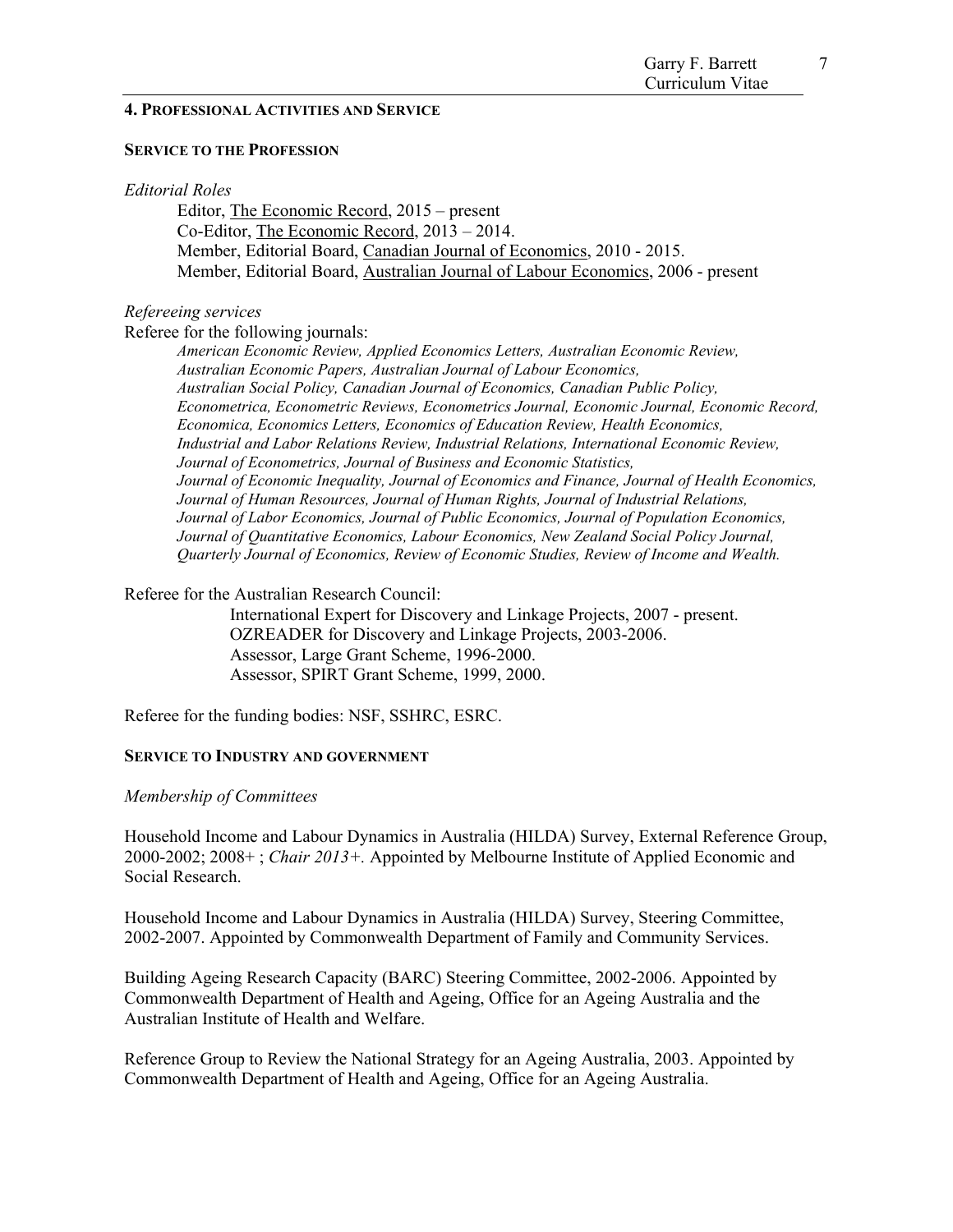## 4. Professional Activities and Service

### Service to the Profession

*Editorial Roles*

Editor, The Economic Record, 2015 – present
Co-Editor, The Economic Record, 2013 – 2014.
Member, Editorial Board, Canadian Journal of Economics, 2010 - 2015.
Member, Editorial Board, Australian Journal of Labour Economics, 2006 - present

*Refereeing services*

Referee for the following journals:

*American Economic Review, Applied Economics Letters, Australian Economic Review, Australian Economic Papers, Australian Journal of Labour Economics, Australian Social Policy, Canadian Journal of Economics, Canadian Public Policy, Econometrica, Econometric Reviews, Econometrics Journal, Economic Journal, Economic Record, Economica, Economics Letters, Economics of Education Review, Health Economics, Industrial and Labor Relations Review, Industrial Relations, International Economic Review, Journal of Econometrics, Journal of Business and Economic Statistics, Journal of Economic Inequality, Journal of Economics and Finance, Journal of Health Economics, Journal of Human Resources, Journal of Human Rights, Journal of Industrial Relations, Journal of Labor Economics, Journal of Public Economics, Journal of Population Economics, Journal of Quantitative Economics, Labour Economics, New Zealand Social Policy Journal, Quarterly Journal of Economics, Review of Economic Studies, Review of Income and Wealth.*

Referee for the Australian Research Council:

International Expert for Discovery and Linkage Projects, 2007 - present.
OZREADER for Discovery and Linkage Projects, 2003-2006.
Assessor, Large Grant Scheme, 1996-2000.
Assessor, SPIRT Grant Scheme, 1999, 2000.

Referee for the funding bodies: NSF, SSHRC, ESRC.

### Service to Industry and Government

*Membership of Committees*

Household Income and Labour Dynamics in Australia (HILDA) Survey, External Reference Group, 2000-2002; 2008+ ; *Chair 2013+.* Appointed by Melbourne Institute of Applied Economic and Social Research.

Household Income and Labour Dynamics in Australia (HILDA) Survey, Steering Committee, 2002-2007. Appointed by Commonwealth Department of Family and Community Services.

Building Ageing Research Capacity (BARC) Steering Committee, 2002-2006. Appointed by Commonwealth Department of Health and Ageing, Office for an Ageing Australia and the Australian Institute of Health and Welfare.

Reference Group to Review the National Strategy for an Ageing Australia, 2003. Appointed by Commonwealth Department of Health and Ageing, Office for an Ageing Australia.